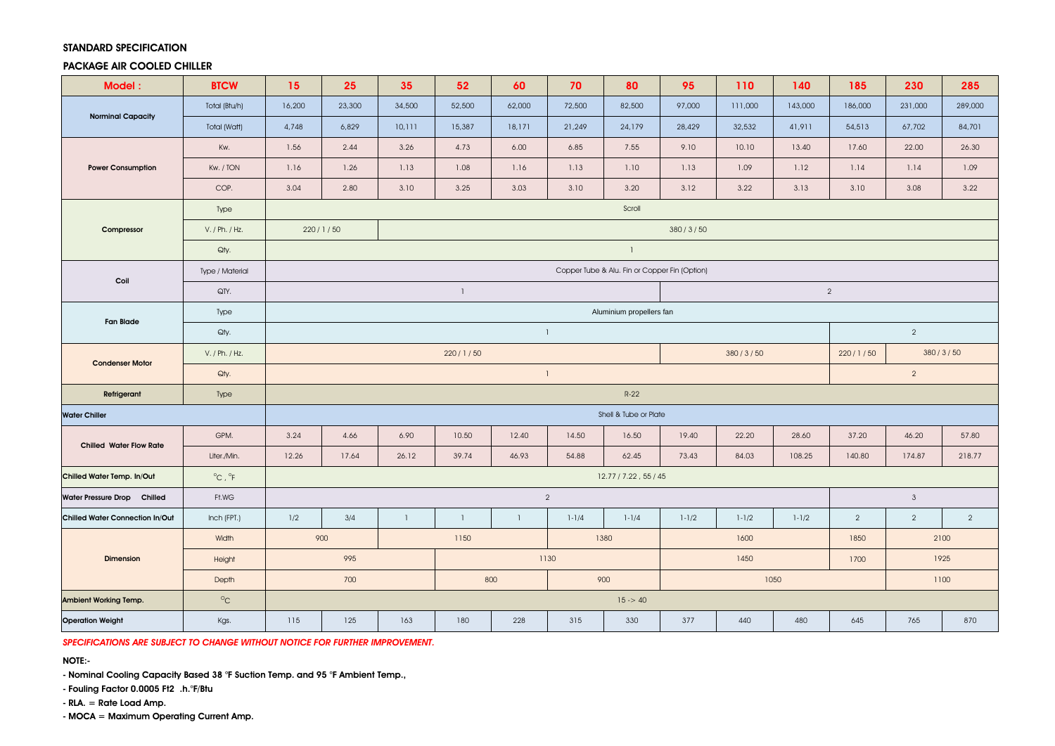**STANDARD SPECIFICATION**

**PACKAGE AIR COOLED CHILLER**

| Model : | BTCW | 15 | 25 | 35 | 52 | 60 | 70 | 80 | 95 | 110 | 140 | 185 | 230 | 285 |
|---|---|---|---|---|---|---|---|---|---|---|---|---|---|---|
| Norminal Capacity | Total (Btu/h) | 16,200 | 23,300 | 34,500 | 52,500 | 62,000 | 72,500 | 82,500 | 97,000 | 111,000 | 143,000 | 186,000 | 231,000 | 289,000 |
| | Total (Watt) | 4,748 | 6,829 | 10,111 | 15,387 | 18,171 | 21,249 | 24,179 | 28,429 | 32,532 | 41,911 | 54,513 | 67,702 | 84,701 |
| Power Consumption | Kw. | 1.56 | 2.44 | 3.26 | 4.73 | 6.00 | 6.85 | 7.55 | 9.10 | 10.10 | 13.40 | 17.60 | 22.00 | 26.30 |
| | Kw. / TON | 1.16 | 1.26 | 1.13 | 1.08 | 1.16 | 1.13 | 1.10 | 1.13 | 1.09 | 1.12 | 1.14 | 1.14 | 1.09 |
| | COP. | 3.04 | 2.80 | 3.10 | 3.25 | 3.03 | 3.10 | 3.20 | 3.12 | 3.22 | 3.13 | 3.10 | 3.08 | 3.22 |
| Compressor | Type | Scroll | | | | | | | | | | | | |
| | V. / Ph. / Hz. | 220 / 1 / 50 | | 380 / 3 / 50 | | | | | | | | | | |
| | Qty. | 1 | | | | | | | | | | | | |
| Coil | Type / Material | Copper Tube & Alu. Fin or Copper Fin (Option) | | | | | | | | | | | | |
| | QTY. | 1 | | | | | | | 2 | | | | | |
| Fan Blade | Type | Aluminium propellers fan | | | | | | | | | | | | |
| | Qty. | 1 | | | | | | | | | | 2 | | |
| Condenser Motor | V. / Ph. / Hz. | 220 / 1 / 50 | | | | | | | 380 / 3 / 50 | | | 220 / 1 / 50 | 380 / 3 / 50 | |
| | Qty. | 1 | | | | | | | | | | 2 | | |
| Refrigerant | Type | R-22 | | | | | | | | | | | | |
| Water Chiller | | Shell & Tube or Plate | | | | | | | | | | | | |
| Chilled Water Flow Rate | GPM. | 3.24 | 4.66 | 6.90 | 10.50 | 12.40 | 14.50 | 16.50 | 19.40 | 22.20 | 28.60 | 37.20 | 46.20 | 57.80 |
| | Liter./Min. | 12.26 | 17.64 | 26.12 | 39.74 | 46.93 | 54.88 | 62.45 | 73.43 | 84.03 | 108.25 | 140.80 | 174.87 | 218.77 |
| Chilled Water Temp. In/Out | °C , °F | 12.77 / 7.22 , 55 / 45 | | | | | | | | | | | | |
| Water Pressure Drop Chilled | Ft.WG | 2 | | | | | | | | | | 3 | | |
| Chilled Water Connection In/Out | Inch (FPT.) | 1/2 | 3/4 | 1 | 1 | 1 | 1-1/4 | 1-1/4 | 1-1/2 | 1-1/2 | 1-1/2 | 2 | 2 | 2 |
| Dimension | Width | 900 | | 1150 | | | 1380 | | 1600 | | | 1850 | 2100 | |
| | Height | 995 | | | 1130 | | | | 1450 | | | 1700 | 1925 | |
| | Depth | 700 | | | 800 | | 900 | | 1050 | | | | 1100 | |
| Ambient Working Temp. | °C | 15 -> 40 | | | | | | | | | | | | |
| Operation Weight | Kgs. | 115 | 125 | 163 | 180 | 228 | 315 | 330 | 377 | 440 | 480 | 645 | 765 | 870 |

*SPECIFICATIONS ARE SUBJECT TO CHANGE WITHOUT NOTICE FOR FURTHER IMPROVEMENT.*

**NOTE:-**

- **Nominal Cooling Capacity Based 38 °F Suction Temp. and 95 °F Ambient Temp.,**
- **Fouling Factor 0.0005 Ft2 .h.°F/Btu**
- **RLA. = Rate Load Amp.**
- **MOCA = Maximum Operating Current Amp.**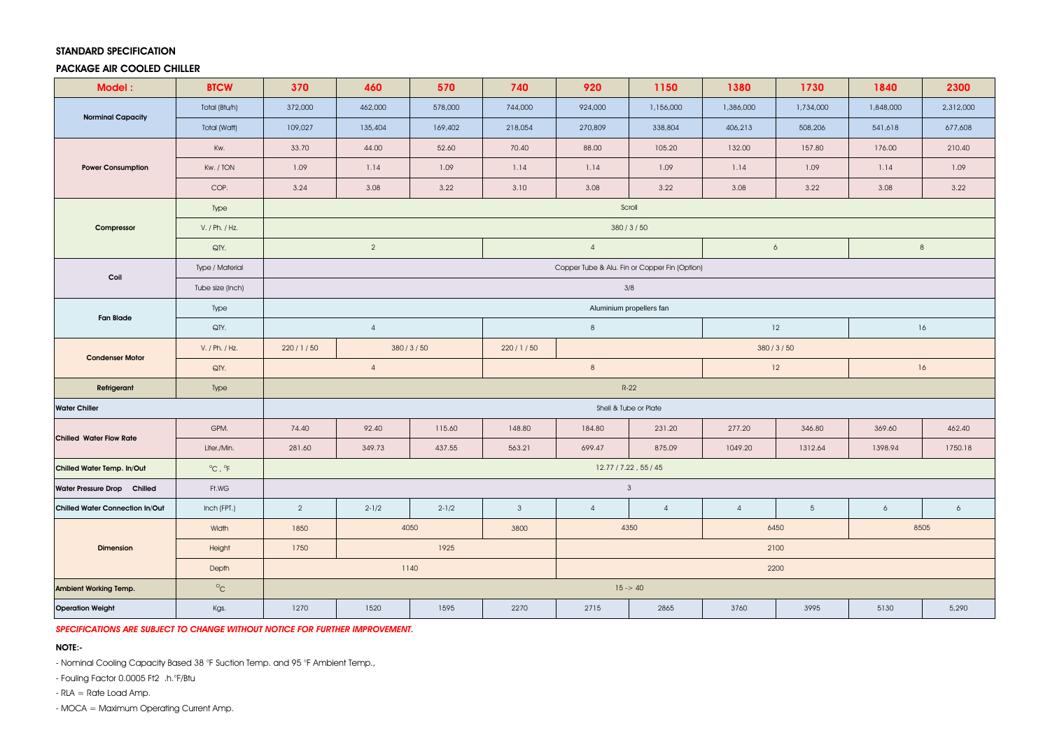**STANDARD SPECIFICATION**

**PACKAGE AIR COOLED CHILLER**

| Model : | BTCW | 370 | 460 | 570 | 740 | 920 | 1150 | 1380 | 1730 | 1840 | 2300 |
|---|---|---|---|---|---|---|---|---|---|---|---|
| Norminal Capacity | Total (Btu/h) | 372,000 | 462,000 | 578,000 | 744,000 | 924,000 | 1,156,000 | 1,386,000 | 1,734,000 | 1,848,000 | 2,312,000 |
| | Total (Watt) | 109,027 | 135,404 | 169,402 | 218,054 | 270,809 | 338,804 | 406,213 | 508,206 | 541,618 | 677,608 |
| Power Consumption | Kw. | 33.70 | 44.00 | 52.60 | 70.40 | 88.00 | 105.20 | 132.00 | 157.80 | 176.00 | 210.40 |
| | Kw. / TON | 1.09 | 1.14 | 1.09 | 1.14 | 1.14 | 1.09 | 1.14 | 1.09 | 1.14 | 1.09 |
| | COP. | 3.24 | 3.08 | 3.22 | 3.10 | 3.08 | 3.22 | 3.08 | 3.22 | 3.08 | 3.22 |
| Compressor | Type | Scroll | | | | | | | | | |
| | V. / Ph. / Hz. | 380 / 3 / 50 | | | | | | | | | |
| | QTY. | 2 | | | 4 | | | 6 | | 8 | |
| Coil | Type / Material | Copper Tube & Alu. Fin or Copper Fin (Option) | | | | | | | | | |
| | Tube size (Inch) | 3/8 | | | | | | | | | |
| Fan Blade | Type | Aluminium propellers fan | | | | | | | | | |
| | QTY. | 4 | | | 8 | | | 12 | | 16 | |
| Condenser Motor | V. / Ph. / Hz. | 220 / 1 / 50 | 380 / 3 / 50 | | 220 / 1 / 50 | 380 / 3 / 50 | | | | | |
| | QTY. | 4 | | | 8 | | | 12 | | 16 | |
| Refrigerant | Type | R-22 | | | | | | | | | |
| Water Chiller | | Shell & Tube or Plate | | | | | | | | | |
| Chilled Water Flow Rate | GPM. | 74.40 | 92.40 | 115.60 | 148.80 | 184.80 | 231.20 | 277.20 | 346.80 | 369.60 | 462.40 |
| | Liter./Min. | 281.60 | 349.73 | 437.55 | 563.21 | 699.47 | 875.09 | 1049.20 | 1312.64 | 1398.94 | 1750.18 |
| Chilled Water Temp. In/Out | °C , °F | 12.77 / 7.22 , 55 / 45 | | | | | | | | | |
| Water Pressure Drop Chilled | Ft.WG | 3 | | | | | | | | | |
| Chilled Water Connection In/Out | Inch (FPT.) | 2 | 2-1/2 | 2-1/2 | 3 | 4 | 4 | 4 | 5 | 6 | 6 |
| Dimension | Width | 1850 | 4050 | | 3800 | 4350 | | 6450 | | 8505 | |
| | Height | 1750 | 1925 | | | 2100 | | | | | |
| | Depth | 1140 | | | | 2200 | | | | | |
| Ambient Working Temp. | °C | 15 -> 40 | | | | | | | | | |
| Operation Weight | Kgs. | 1270 | 1520 | 1595 | 2270 | 2715 | 2865 | 3760 | 3995 | 5130 | 5,290 |

***SPECIFICATIONS ARE SUBJECT TO CHANGE WITHOUT NOTICE FOR FURTHER IMPROVEMENT.***

**NOTE:-**

- Nominal Cooling Capacity Based 38 °F Suction Temp. and 95 °F Ambient Temp.,
- Fouling Factor 0.0005 Ft2 .h.°F/Btu
- RLA = Rate Load Amp.
- MOCA = Maximum Operating Current Amp.